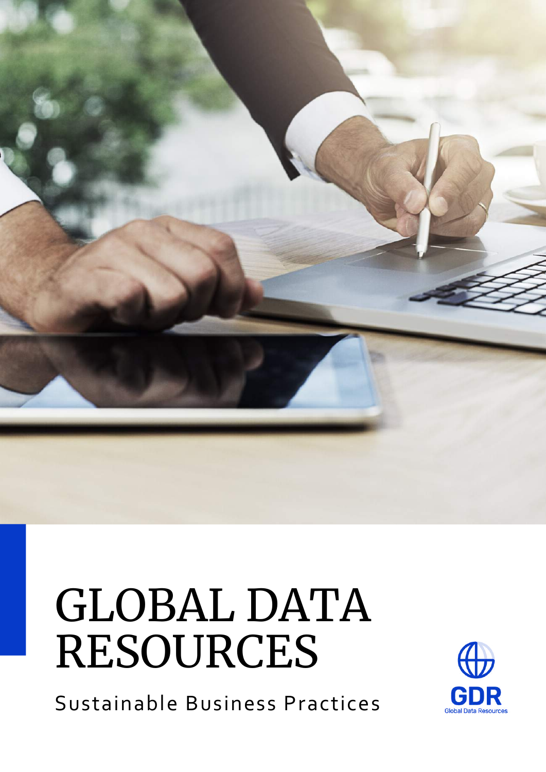# GLOBAL DATA RESOURCES

Sustainable Business Practices

GDR

Global Data Resources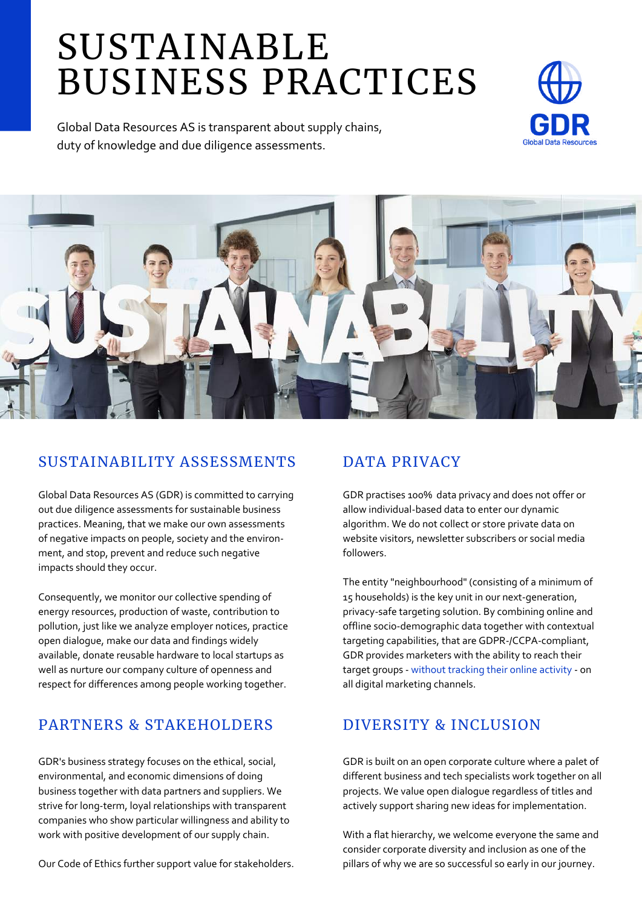# SUSTAINABLE BUSINESS PRACTICES

Global Data Resources AS is transparent about supply chains, duty of knowledge and due diligence assessments.

GDR
Global Data Resources

## SUSTAINABILITY ASSESSMENTS

Global Data Resources AS (GDR) is committed to carrying out due diligence assessments for sustainable business practices. Meaning, that we make our own assessments of negative impacts on people, society and the environment, and stop, prevent and reduce such negative impacts should they occur.

Consequently, we monitor our collective spending of energy resources, production of waste, contribution to pollution, just like we analyze employer notices, practice open dialogue, make our data and findings widely available, donate reusable hardware to local startups as well as nurture our company culture of openness and respect for differences among people working together.

## PARTNERS & STAKEHOLDERS

GDR's business strategy focuses on the ethical, social, environmental, and economic dimensions of doing business together with data partners and suppliers. We strive for long-term, loyal relationships with transparent companies who show particular willingness and ability to work with positive development of our supply chain.

Our Code of Ethics further support value for stakeholders.

## DATA PRIVACY

GDR practises 100% data privacy and does not offer or allow individual-based data to enter our dynamic algorithm. We do not collect or store private data on website visitors, newsletter subscribers or social media followers.

The entity "neighbourhood" (consisting of a minimum of 15 households) is the key unit in our next-generation, privacy-safe targeting solution. By combining online and offline socio-demographic data together with contextual targeting capabilities, that are GDPR-/CCPA-compliant, GDR provides marketers with the ability to reach their target groups - without tracking their online activity - on all digital marketing channels.

## DIVERSITY & INCLUSION

GDR is built on an open corporate culture where a palet of different business and tech specialists work together on all projects. We value open dialogue regardless of titles and actively support sharing new ideas for implementation.

With a flat hierarchy, we welcome everyone the same and consider corporate diversity and inclusion as one of the pillars of why we are so successful so early in our journey.